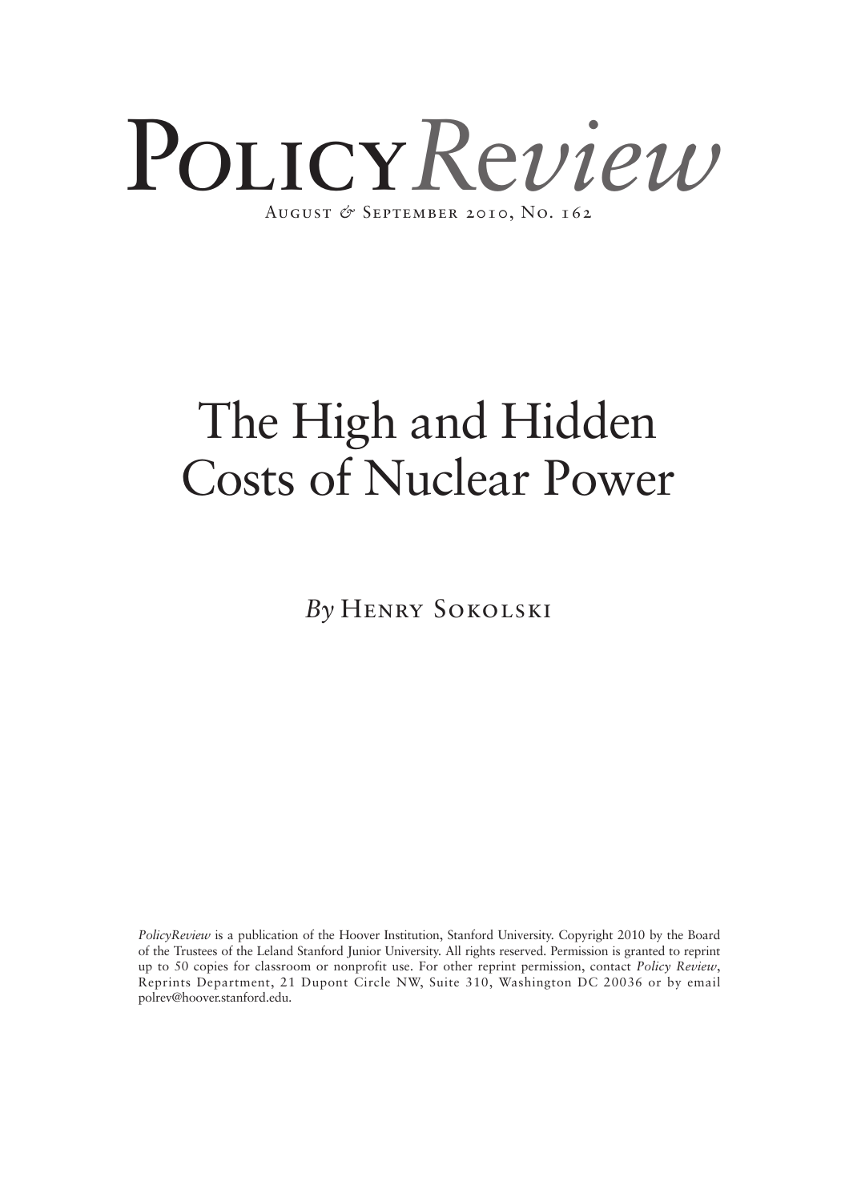# PolicyReview

August & September 2010, No. 162

# The High and Hidden Costs of Nuclear Power

*By* Henry Sokolski

*PolicyReview* is a publication of the Hoover Institution, Stanford University. Copyright 2010 by the Board of the Trustees of the Leland Stanford Junior University. All rights reserved. Permission is granted to reprint up to 50 copies for classroom or nonprofit use. For other reprint permission, contact *Policy Review*, Reprints Department, 21 Dupont Circle NW, Suite 310, Washington DC 20036 or by email polrev@hoover.stanford.edu.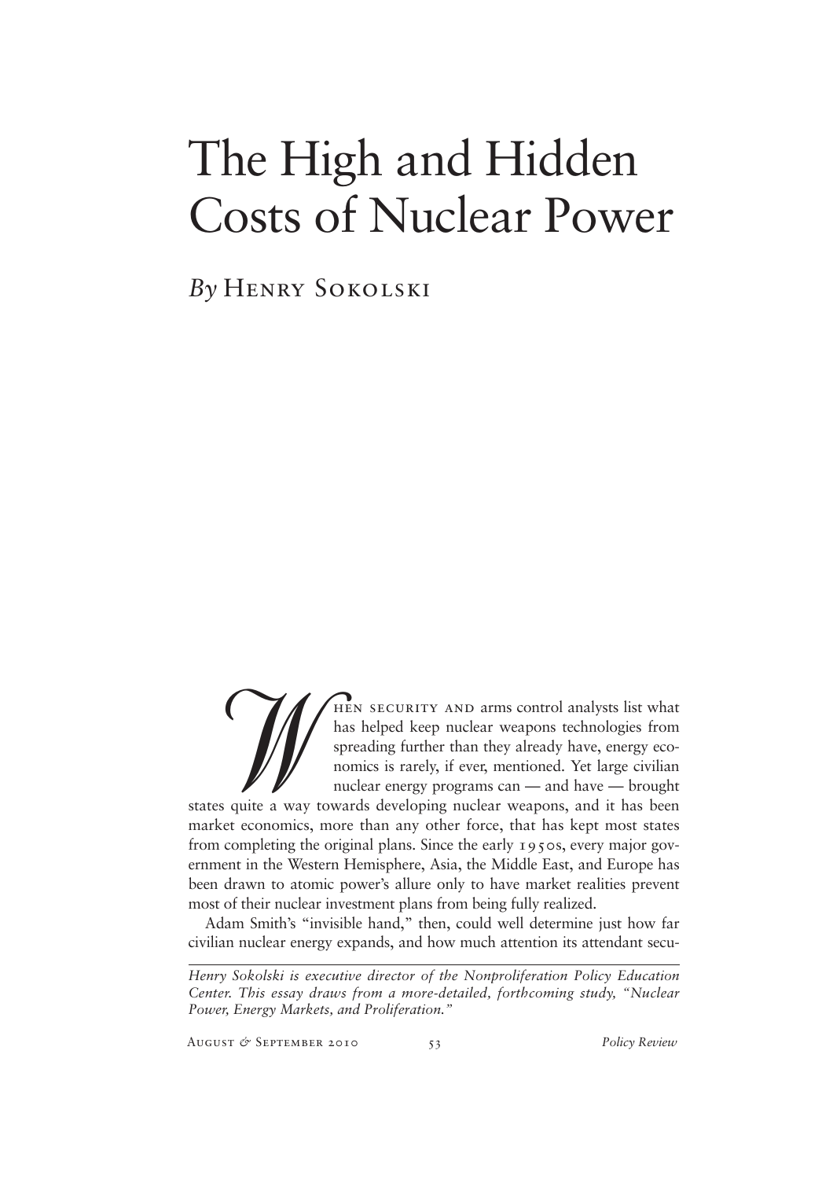# The High and Hidden Costs of Nuclear Power

*By* Henry Sokolski

When security and arms control analysts list what has helped keep nuclear weapons technologies from spreading further than they already have, energy economics is rarely, if ever, mentioned. Yet large civilian nuclear energy programs can — and have — brought states quite a way towards developing nuclear weapons, and it has been market economics, more than any other force, that has kept most states from completing the original plans. Since the early 1950s, every major government in the Western Hemisphere, Asia, the Middle East, and Europe has been drawn to atomic power's allure only to have market realities prevent most of their nuclear investment plans from being fully realized.

Adam Smith's "invisible hand," then, could well determine just how far civilian nuclear energy expands, and how much attention its attendant secu-

*Henry Sokolski is executive director of the Nonproliferation Policy Education Center. This essay draws from a more-detailed, forthcoming study, "Nuclear Power, Energy Markets, and Proliferation."*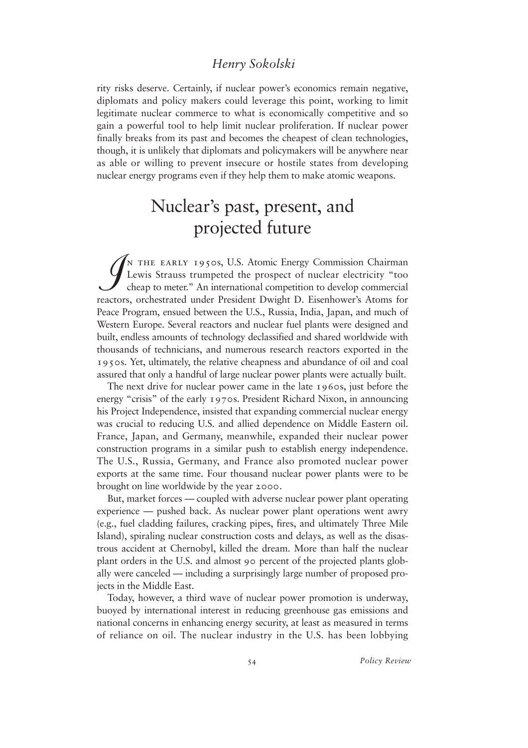rity risks deserve. Certainly, if nuclear power's economics remain negative, diplomats and policy makers could leverage this point, working to limit legitimate nuclear commerce to what is economically competitive and so gain a powerful tool to help limit nuclear proliferation. If nuclear power finally breaks from its past and becomes the cheapest of clean technologies, though, it is unlikely that diplomats and policymakers will be anywhere near as able or willing to prevent insecure or hostile states from developing nuclear energy programs even if they help them to make atomic weapons.

## Nuclear's past, present, and projected future

In the early 1950s, U.S. Atomic Energy Commission Chairman Lewis Strauss trumpeted the prospect of nuclear electricity "too cheap to meter." An international competition to develop commercial reactors, orchestrated under President Dwight D. Eisenhower's Atoms for Peace Program, ensued between the U.S., Russia, India, Japan, and much of Western Europe. Several reactors and nuclear fuel plants were designed and built, endless amounts of technology declassified and shared worldwide with thousands of technicians, and numerous research reactors exported in the 1950s. Yet, ultimately, the relative cheapness and abundance of oil and coal assured that only a handful of large nuclear power plants were actually built.

The next drive for nuclear power came in the late 1960s, just before the energy "crisis" of the early 1970s. President Richard Nixon, in announcing his Project Independence, insisted that expanding commercial nuclear energy was crucial to reducing U.S. and allied dependence on Middle Eastern oil. France, Japan, and Germany, meanwhile, expanded their nuclear power construction programs in a similar push to establish energy independence. The U.S., Russia, Germany, and France also promoted nuclear power exports at the same time. Four thousand nuclear power plants were to be brought on line worldwide by the year 2000.

But, market forces — coupled with adverse nuclear power plant operating experience — pushed back. As nuclear power plant operations went awry (e.g., fuel cladding failures, cracking pipes, fires, and ultimately Three Mile Island), spiraling nuclear construction costs and delays, as well as the disastrous accident at Chernobyl, killed the dream. More than half the nuclear plant orders in the U.S. and almost 90 percent of the projected plants globally were canceled — including a surprisingly large number of proposed projects in the Middle East.

Today, however, a third wave of nuclear power promotion is underway, buoyed by international interest in reducing greenhouse gas emissions and national concerns in enhancing energy security, at least as measured in terms of reliance on oil. The nuclear industry in the U.S. has been lobbying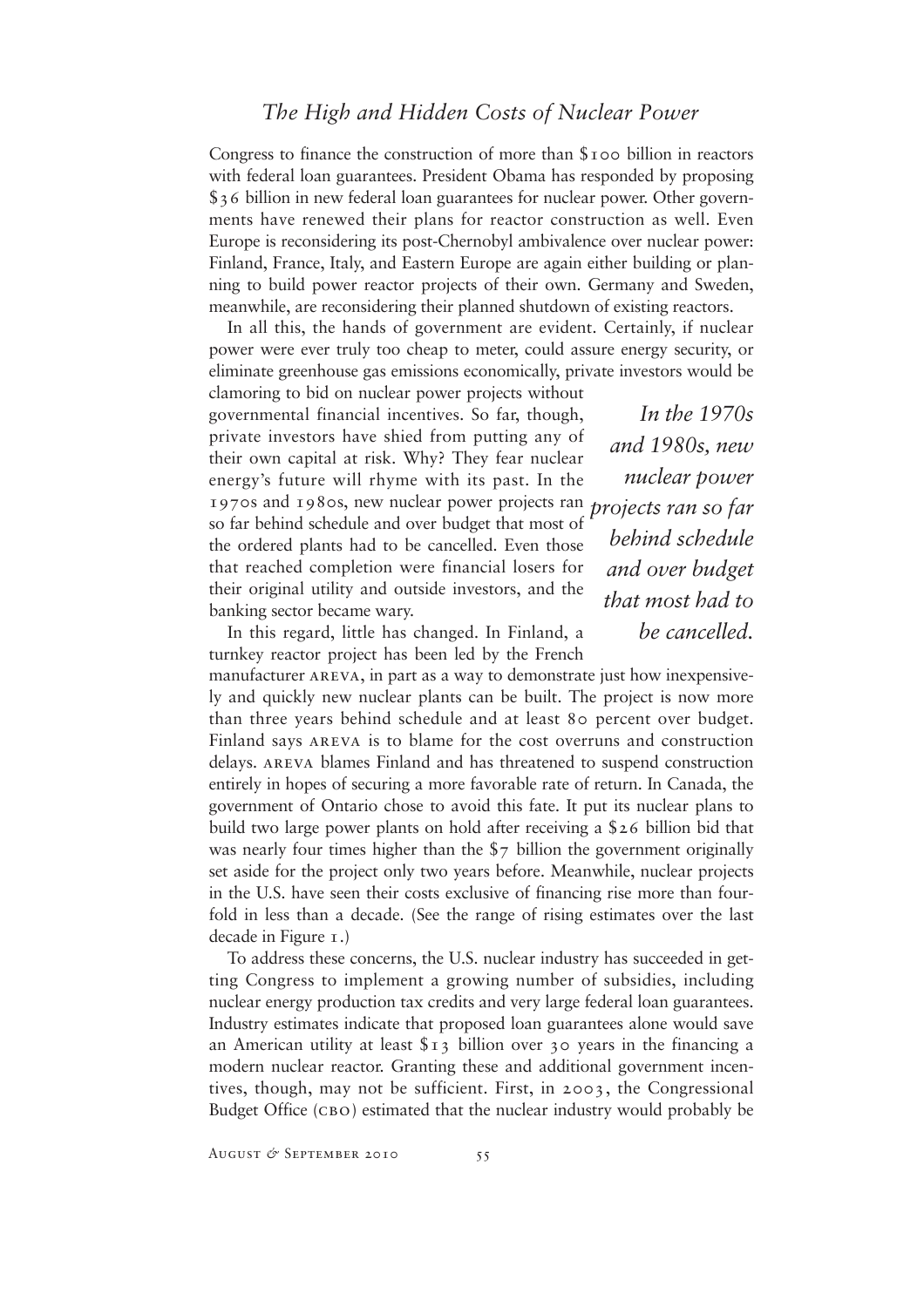Congress to finance the construction of more than $100 billion in reactors with federal loan guarantees. President Obama has responded by proposing $36 billion in new federal loan guarantees for nuclear power. Other governments have renewed their plans for reactor construction as well. Even Europe is reconsidering its post-Chernobyl ambivalence over nuclear power: Finland, France, Italy, and Eastern Europe are again either building or planning to build power reactor projects of their own. Germany and Sweden, meanwhile, are reconsidering their planned shutdown of existing reactors.

In all this, the hands of government are evident. Certainly, if nuclear power were ever truly too cheap to meter, could assure energy security, or eliminate greenhouse gas emissions economically, private investors would be clamoring to bid on nuclear power projects without governmental financial incentives. So far, though, private investors have shied from putting any of their own capital at risk. Why? They fear nuclear energy's future will rhyme with its past. In the 1970s and 1980s, new nuclear power projects ran so far behind schedule and over budget that most of the ordered plants had to be cancelled. Even those that reached completion were financial losers for their original utility and outside investors, and the banking sector became wary.

*In the 1970s and 1980s, new nuclear power projects ran so far behind schedule and over budget that most had to be cancelled.*

In this regard, little has changed. In Finland, a turnkey reactor project has been led by the French manufacturer AREVA, in part as a way to demonstrate just how inexpensively and quickly new nuclear plants can be built. The project is now more than three years behind schedule and at least 80 percent over budget. Finland says AREVA is to blame for the cost overruns and construction delays. AREVA blames Finland and has threatened to suspend construction entirely in hopes of securing a more favorable rate of return. In Canada, the government of Ontario chose to avoid this fate. It put its nuclear plans to build two large power plants on hold after receiving a $26 billion bid that was nearly four times higher than the $7 billion the government originally set aside for the project only two years before. Meanwhile, nuclear projects in the U.S. have seen their costs exclusive of financing rise more than fourfold in less than a decade. (See the range of rising estimates over the last decade in Figure 1.)

To address these concerns, the U.S. nuclear industry has succeeded in getting Congress to implement a growing number of subsidies, including nuclear energy production tax credits and very large federal loan guarantees. Industry estimates indicate that proposed loan guarantees alone would save an American utility at least $13 billion over 30 years in the financing a modern nuclear reactor. Granting these and additional government incentives, though, may not be sufficient. First, in 2003, the Congressional Budget Office (CBO) estimated that the nuclear industry would probably be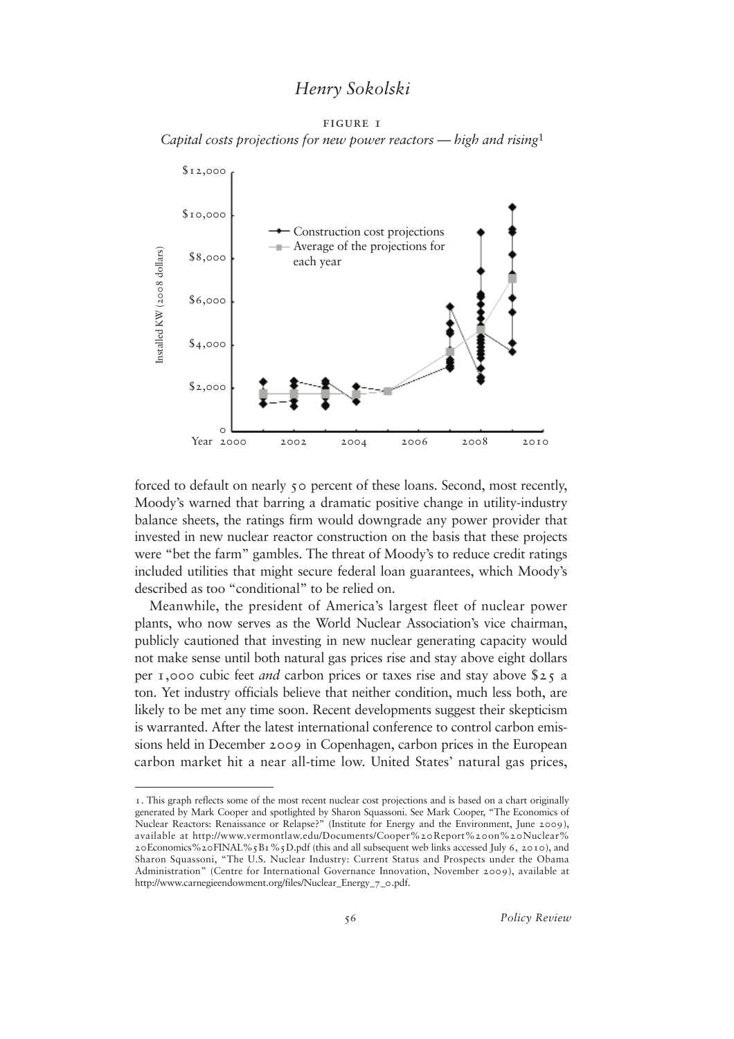FIGURE 1

*Capital costs projections for new power reactors — high and rising*[1]

forced to default on nearly 50 percent of these loans. Second, most recently, Moody's warned that barring a dramatic positive change in utility-industry balance sheets, the ratings firm would downgrade any power provider that invested in new nuclear reactor construction on the basis that these projects were "bet the farm" gambles. The threat of Moody's to reduce credit ratings included utilities that might secure federal loan guarantees, which Moody's described as too "conditional" to be relied on.

Meanwhile, the president of America's largest fleet of nuclear power plants, who now serves as the World Nuclear Association's vice chairman, publicly cautioned that investing in new nuclear generating capacity would not make sense until both natural gas prices rise and stay above eight dollars per 1,000 cubic feet *and* carbon prices or taxes rise and stay above $25 a ton. Yet industry officials believe that neither condition, much less both, are likely to be met any time soon. Recent developments suggest their skepticism is warranted. After the latest international conference to control carbon emissions held in December 2009 in Copenhagen, carbon prices in the European carbon market hit a near all-time low. United States' natural gas prices,

---

1. This graph reflects some of the most recent nuclear cost projections and is based on a chart originally generated by Mark Cooper and spotlighted by Sharon Squassoni. See Mark Cooper, "The Economics of Nuclear Reactors: Renaissance or Relapse?" (Institute for Energy and the Environment, June 2009), available at http://www.vermontlaw.edu/Documents/Cooper%20Report%20on%20Nuclear%20Economics%20FINAL%5B1%5D.pdf (this and all subsequent web links accessed July 6, 2010), and Sharon Squassoni, "The U.S. Nuclear Industry: Current Status and Prospects under the Obama Administration" (Centre for International Governance Innovation, November 2009), available at http://www.carnegieendowment.org/files/Nuclear_Energy_7_0.pdf.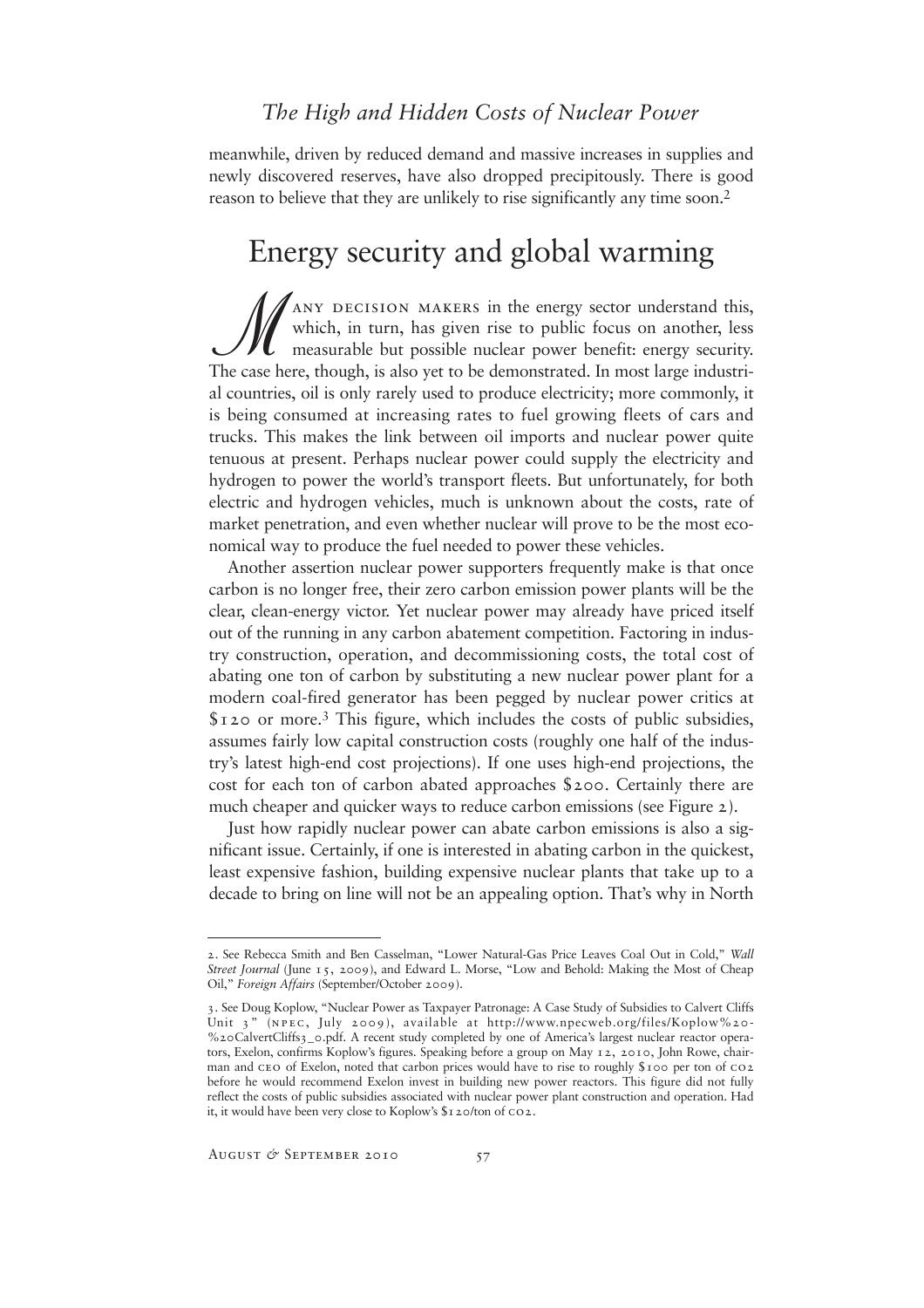meanwhile, driven by reduced demand and massive increases in supplies and newly discovered reserves, have also dropped precipitously. There is good reason to believe that they are unlikely to rise significantly any time soon.[2]

## Energy security and global warming

Many decision makers in the energy sector understand this, which, in turn, has given rise to public focus on another, less measurable but possible nuclear power benefit: energy security. The case here, though, is also yet to be demonstrated. In most large industrial countries, oil is only rarely used to produce electricity; more commonly, it is being consumed at increasing rates to fuel growing fleets of cars and trucks. This makes the link between oil imports and nuclear power quite tenuous at present. Perhaps nuclear power could supply the electricity and hydrogen to power the world's transport fleets. But unfortunately, for both electric and hydrogen vehicles, much is unknown about the costs, rate of market penetration, and even whether nuclear will prove to be the most economical way to produce the fuel needed to power these vehicles.

Another assertion nuclear power supporters frequently make is that once carbon is no longer free, their zero carbon emission power plants will be the clear, clean-energy victor. Yet nuclear power may already have priced itself out of the running in any carbon abatement competition. Factoring in industry construction, operation, and decommissioning costs, the total cost of abating one ton of carbon by substituting a new nuclear power plant for a modern coal-fired generator has been pegged by nuclear power critics at $120 or more.[3] This figure, which includes the costs of public subsidies, assumes fairly low capital construction costs (roughly one half of the industry's latest high-end cost projections). If one uses high-end projections, the cost for each ton of carbon abated approaches $200. Certainly there are much cheaper and quicker ways to reduce carbon emissions (see Figure 2).

Just how rapidly nuclear power can abate carbon emissions is also a significant issue. Certainly, if one is interested in abating carbon in the quickest, least expensive fashion, building expensive nuclear plants that take up to a decade to bring on line will not be an appealing option. That's why in North

---

2. See Rebecca Smith and Ben Casselman, "Lower Natural-Gas Price Leaves Coal Out in Cold," *Wall Street Journal* (June 15, 2009), and Edward L. Morse, "Low and Behold: Making the Most of Cheap Oil," *Foreign Affairs* (September/October 2009).

3. See Doug Koplow, "Nuclear Power as Taxpayer Patronage: A Case Study of Subsidies to Calvert Cliffs Unit 3" (NPEC, July 2009), available at http://www.npecweb.org/files/Koplow%20-%20CalvertCliffs3_0.pdf. A recent study completed by one of America's largest nuclear reactor operators, Exelon, confirms Koplow's figures. Speaking before a group on May 12, 2010, John Rowe, chairman and CEO of Exelon, noted that carbon prices would have to rise to roughly $100 per ton of $CO_2$ before he would recommend Exelon invest in building new power reactors. This figure did not fully reflect the costs of public subsidies associated with nuclear power plant construction and operation. Had it, it would have been very close to Koplow's $120/ton of $CO_2$.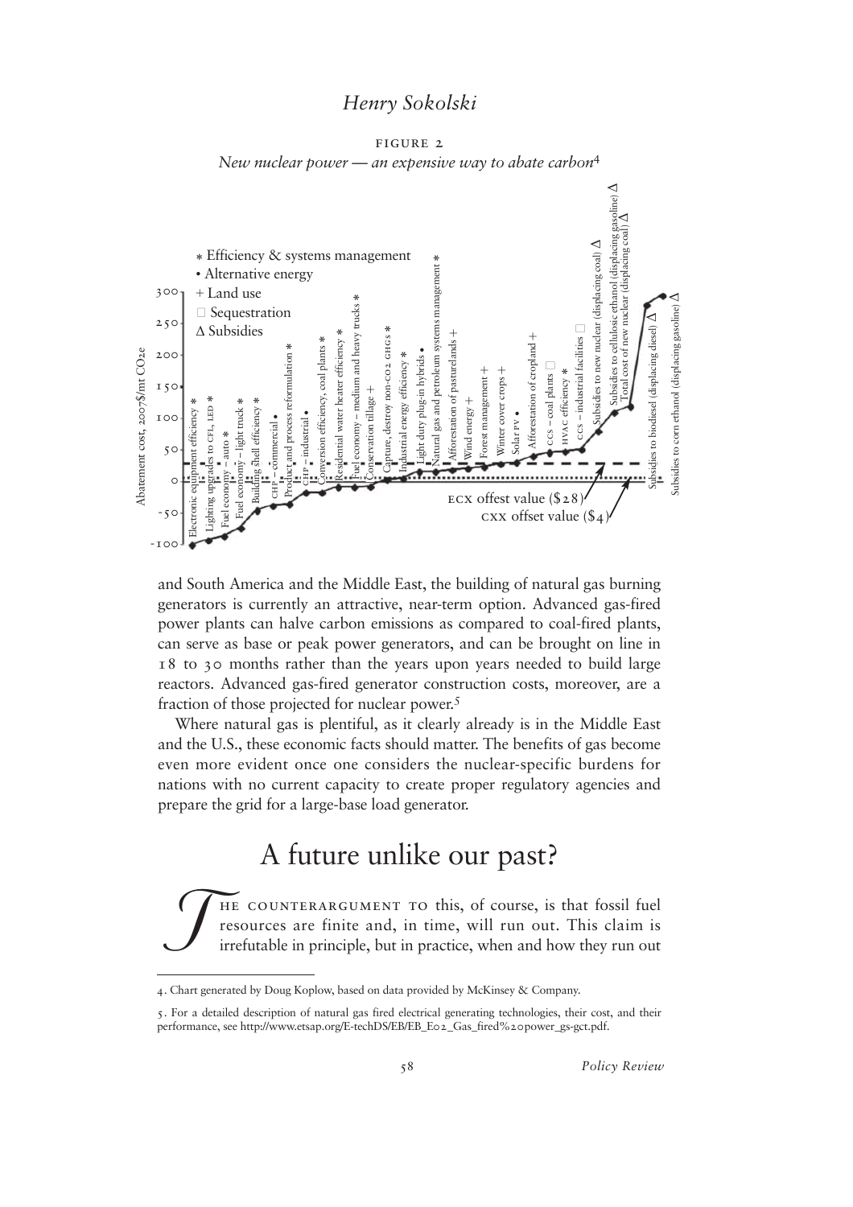FIGURE 2

*New nuclear power — an expensive way to abate carbon*[4]

* Efficiency & systems management
• Alternative energy
+ Land use
□ Sequestration
Δ Subsidies

Abatement cost, 2007$/mt CO2e

Electronic equipment efficiency *
Lighting upgrades to CFL, LED *
Fuel economy – auto *
Fuel economy – light truck *
Building shell efficiency *
CHP – commercial •
Product and process reformulation *
CHP – industrial •
Conversion efficiency, coal plants *
Residential water heater efficiency *
Fuel economy – medium and heavy trucks *
Conservation tillage +
Capture, destroy non-CO2 GHGs *
Industrial energy efficiency *
Light duty plug-in hybrids •
Natural gas and petroleum systems management *
Afforestation of pasturelands +
Wind energy +
Forest management +
Winter cover crops +
Solar PV •
Afforestation of cropland +
CCS – coal plants □
HVAC efficiency *
CCS – industrial facilities □
Subsidies to new nuclear (displacing coal) Δ
Subsidies to cellulosic ethanol (displacing gasoline) Δ
Total cost of new nuclear (displacing coal) Δ
Subsidies to biodiesel (displacing diesel) Δ
Subsidies to corn ethanol (displacing gasoline) Δ

ECX offest value ($28)
CXX offset value ($4)

and South America and the Middle East, the building of natural gas burning generators is currently an attractive, near-term option. Advanced gas-fired power plants can halve carbon emissions as compared to coal-fired plants, can serve as base or peak power generators, and can be brought on line in 18 to 30 months rather than the years upon years needed to build large reactors. Advanced gas-fired generator construction costs, moreover, are a fraction of those projected for nuclear power.[5]

Where natural gas is plentiful, as it clearly already is in the Middle East and the U.S., these economic facts should matter. The benefits of gas become even more evident once one considers the nuclear-specific burdens for nations with no current capacity to create proper regulatory agencies and prepare the grid for a large-base load generator.

## A future unlike our past?

THE COUNTERARGUMENT TO this, of course, is that fossil fuel resources are finite and, in time, will run out. This claim is irrefutable in principle, but in practice, when and how they run out

---

4. Chart generated by Doug Koplow, based on data provided by McKinsey & Company.

5. For a detailed description of natural gas fired electrical generating technologies, their cost, and their performance, see http://www.etsap.org/E-techDS/EB/EB_E02_Gas_fired%20power_gs-gct.pdf.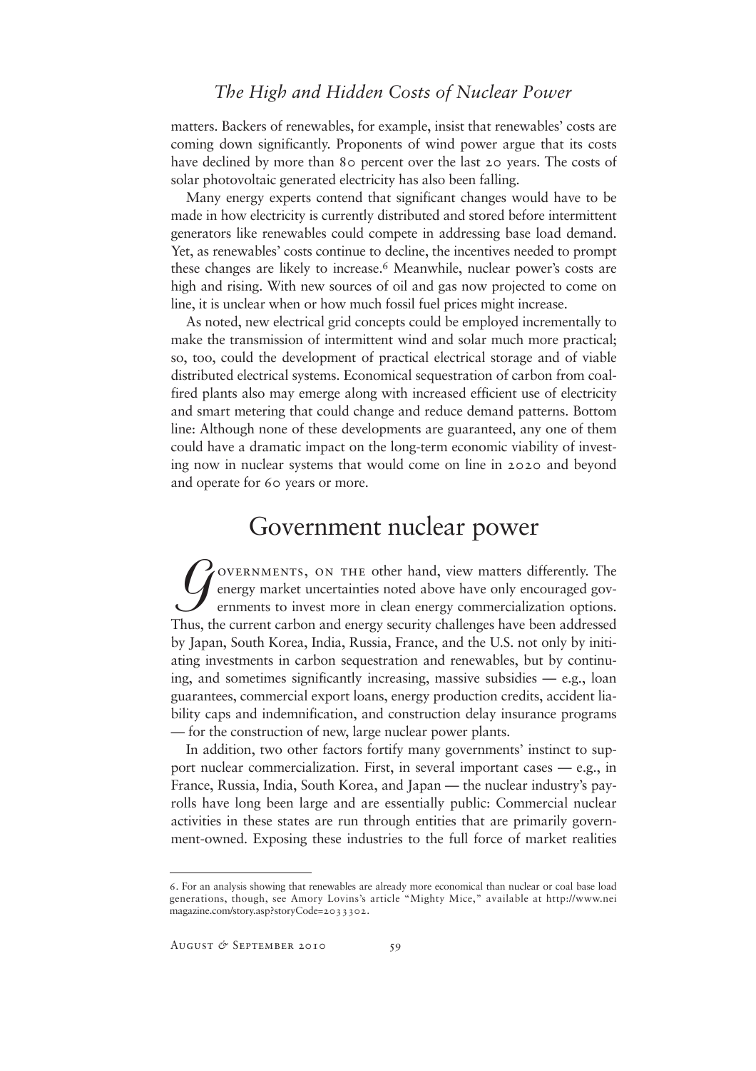matters. Backers of renewables, for example, insist that renewables' costs are coming down significantly. Proponents of wind power argue that its costs have declined by more than 80 percent over the last 20 years. The costs of solar photovoltaic generated electricity has also been falling.

Many energy experts contend that significant changes would have to be made in how electricity is currently distributed and stored before intermittent generators like renewables could compete in addressing base load demand. Yet, as renewables' costs continue to decline, the incentives needed to prompt these changes are likely to increase.[6] Meanwhile, nuclear power's costs are high and rising. With new sources of oil and gas now projected to come on line, it is unclear when or how much fossil fuel prices might increase.

As noted, new electrical grid concepts could be employed incrementally to make the transmission of intermittent wind and solar much more practical; so, too, could the development of practical electrical storage and of viable distributed electrical systems. Economical sequestration of carbon from coal-fired plants also may emerge along with increased efficient use of electricity and smart metering that could change and reduce demand patterns. Bottom line: Although none of these developments are guaranteed, any one of them could have a dramatic impact on the long-term economic viability of investing now in nuclear systems that would come on line in 2020 and beyond and operate for 60 years or more.

## Government nuclear power

Governments, on the other hand, view matters differently. The energy market uncertainties noted above have only encouraged governments to invest more in clean energy commercialization options. Thus, the current carbon and energy security challenges have been addressed by Japan, South Korea, India, Russia, France, and the U.S. not only by initiating investments in carbon sequestration and renewables, but by continuing, and sometimes significantly increasing, massive subsidies — e.g., loan guarantees, commercial export loans, energy production credits, accident liability caps and indemnification, and construction delay insurance programs — for the construction of new, large nuclear power plants.

In addition, two other factors fortify many governments' instinct to support nuclear commercialization. First, in several important cases — e.g., in France, Russia, India, South Korea, and Japan — the nuclear industry's payrolls have long been large and are essentially public: Commercial nuclear activities in these states are run through entities that are primarily government-owned. Exposing these industries to the full force of market realities

6. For an analysis showing that renewables are already more economical than nuclear or coal base load generations, though, see Amory Lovins's article "Mighty Mice," available at http://www.neimagazine.com/story.asp?storyCode=2033302.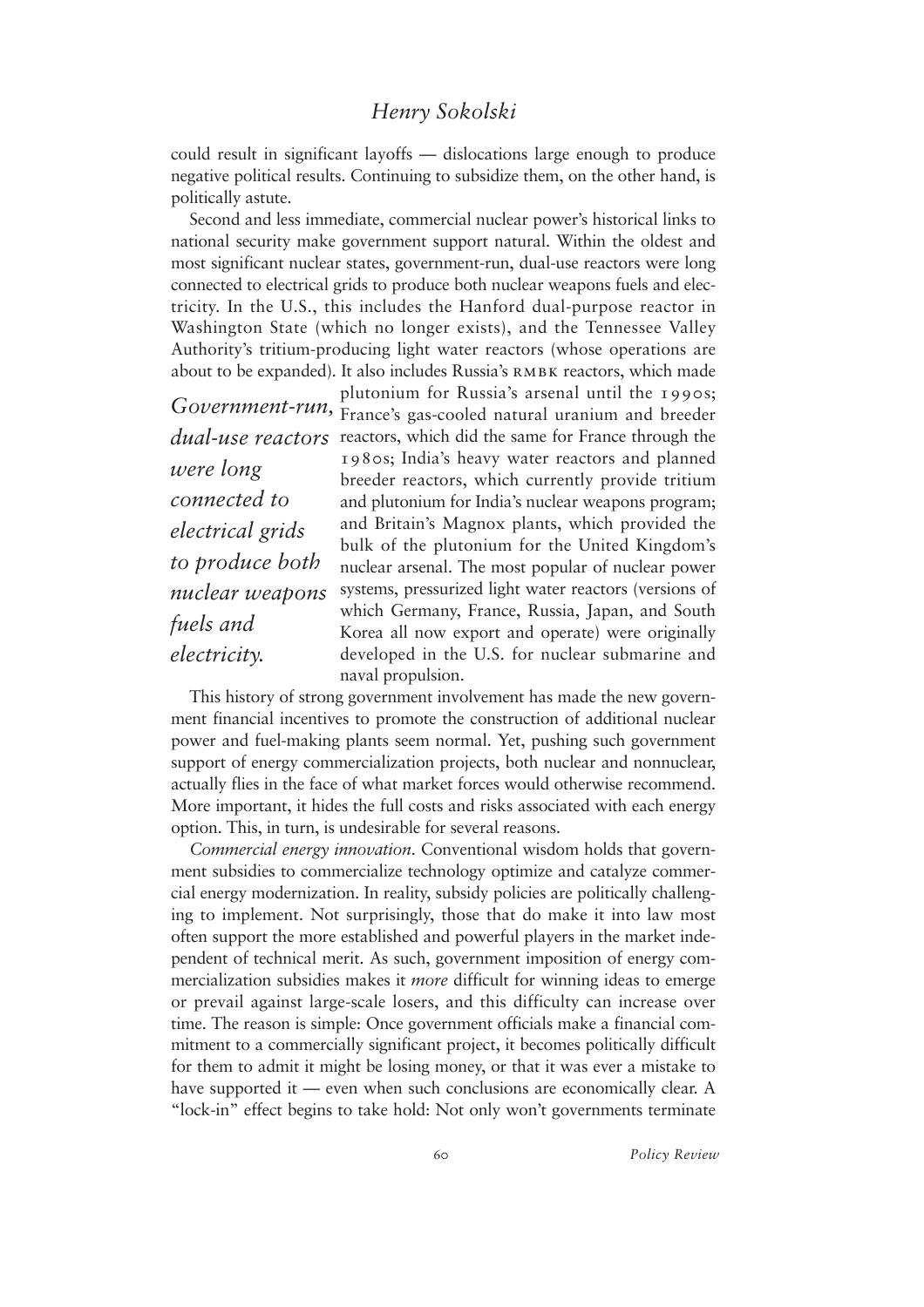could result in significant layoffs — dislocations large enough to produce negative political results. Continuing to subsidize them, on the other hand, is politically astute.

Second and less immediate, commercial nuclear power's historical links to national security make government support natural. Within the oldest and most significant nuclear states, government-run, dual-use reactors were long connected to electrical grids to produce both nuclear weapons fuels and electricity. In the U.S., this includes the Hanford dual-purpose reactor in Washington State (which no longer exists), and the Tennessee Valley Authority's tritium-producing light water reactors (whose operations are about to be expanded). It also includes Russia's RMBK reactors, which made plutonium for Russia's arsenal until the 1990s; France's gas-cooled natural uranium and breeder reactors, which did the same for France through the 1980s; India's heavy water reactors and planned breeder reactors, which currently provide tritium and plutonium for India's nuclear weapons program; and Britain's Magnox plants, which provided the bulk of the plutonium for the United Kingdom's nuclear arsenal. The most popular of nuclear power systems, pressurized light water reactors (versions of which Germany, France, Russia, Japan, and South Korea all now export and operate) were originally developed in the U.S. for nuclear submarine and naval propulsion.

*Government-run, dual-use reactors were long connected to electrical grids to produce both nuclear weapons fuels and electricity.*

This history of strong government involvement has made the new government financial incentives to promote the construction of additional nuclear power and fuel-making plants seem normal. Yet, pushing such government support of energy commercialization projects, both nuclear and nonnuclear, actually flies in the face of what market forces would otherwise recommend. More important, it hides the full costs and risks associated with each energy option. This, in turn, is undesirable for several reasons.

*Commercial energy innovation.* Conventional wisdom holds that government subsidies to commercialize technology optimize and catalyze commercial energy modernization. In reality, subsidy policies are politically challenging to implement. Not surprisingly, those that do make it into law most often support the more established and powerful players in the market independent of technical merit. As such, government imposition of energy commercialization subsidies makes it *more* difficult for winning ideas to emerge or prevail against large-scale losers, and this difficulty can increase over time. The reason is simple: Once government officials make a financial commitment to a commercially significant project, it becomes politically difficult for them to admit it might be losing money, or that it was ever a mistake to have supported it — even when such conclusions are economically clear. A "lock-in" effect begins to take hold: Not only won't governments terminate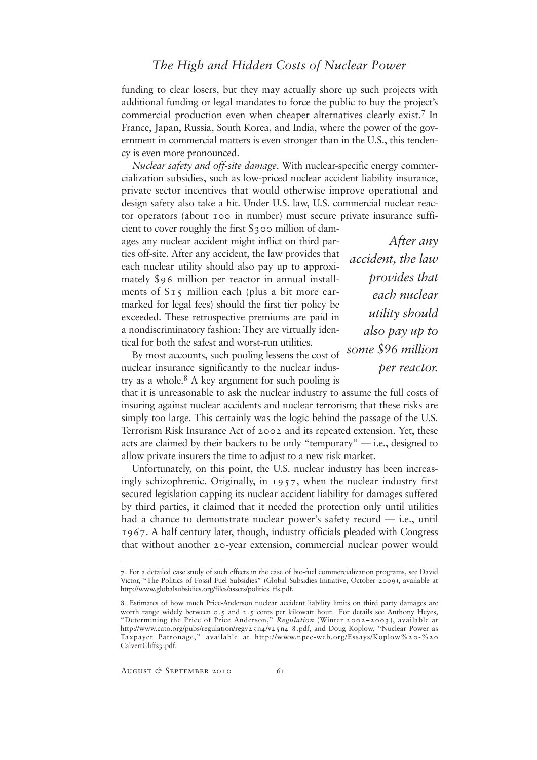funding to clear losers, but they may actually shore up such projects with additional funding or legal mandates to force the public to buy the project's commercial production even when cheaper alternatives clearly exist.[7] In France, Japan, Russia, South Korea, and India, where the power of the government in commercial matters is even stronger than in the U.S., this tendency is even more pronounced.

*Nuclear safety and off-site damage.* With nuclear-specific energy commercialization subsidies, such as low-priced nuclear accident liability insurance, private sector incentives that would otherwise improve operational and design safety also take a hit. Under U.S. law, U.S. commercial nuclear reactor operators (about 100 in number) must secure private insurance sufficient to cover roughly the first $300 million of damages any nuclear accident might inflict on third parties off-site. After any accident, the law provides that each nuclear utility should also pay up to approximately $96 million per reactor in annual installments of $15 million each (plus a bit more earmarked for legal fees) should the first tier policy be exceeded. These retrospective premiums are paid in a nondiscriminatory fashion: They are virtually identical for both the safest and worst-run utilities.

*After any accident, the law provides that each nuclear utility should also pay up to some $96 million per reactor.*

By most accounts, such pooling lessens the cost of nuclear insurance significantly to the nuclear industry as a whole.[8] A key argument for such pooling is that it is unreasonable to ask the nuclear industry to assume the full costs of insuring against nuclear accidents and nuclear terrorism; that these risks are simply too large. This certainly was the logic behind the passage of the U.S. Terrorism Risk Insurance Act of 2002 and its repeated extension. Yet, these acts are claimed by their backers to be only "temporary" — i.e., designed to allow private insurers the time to adjust to a new risk market.

Unfortunately, on this point, the U.S. nuclear industry has been increasingly schizophrenic. Originally, in 1957, when the nuclear industry first secured legislation capping its nuclear accident liability for damages suffered by third parties, it claimed that it needed the protection only until utilities had a chance to demonstrate nuclear power's safety record — i.e., until 1967. A half century later, though, industry officials pleaded with Congress that without another 20-year extension, commercial nuclear power would

---

7. For a detailed case study of such effects in the case of bio-fuel commercialization programs, see David Victor, "The Politics of Fossil Fuel Subsidies" (Global Subsidies Initiative, October 2009), available at http://www.globalsubsidies.org/files/assets/politics_ffs.pdf.

8. Estimates of how much Price-Anderson nuclear accident liability limits on third party damages are worth range widely between 0.5 and 2.5 cents per kilowatt hour. For details see Anthony Heyes, "Determining the Price of Price Anderson," *Regulation* (Winter 2002–2003), available at http://www.cato.org/pubs/regulation/regv25n4/v25n4-8.pdf, and Doug Koplow, "Nuclear Power as Taxpayer Patronage," available at http://www.npec-web.org/Essays/Koplow%20-%20CalvertCliffs3.pdf.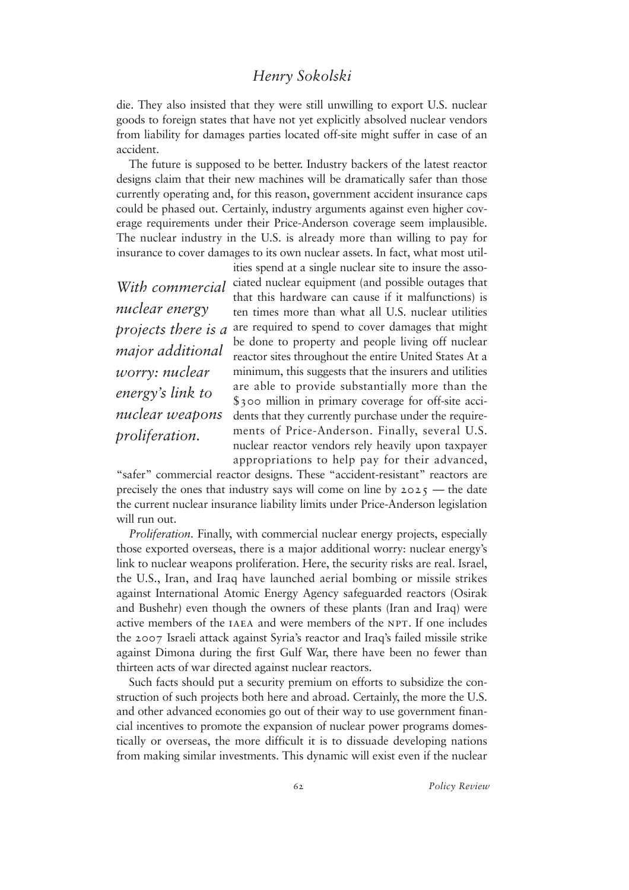die. They also insisted that they were still unwilling to export U.S. nuclear goods to foreign states that have not yet explicitly absolved nuclear vendors from liability for damages parties located off-site might suffer in case of an accident.

The future is supposed to be better. Industry backers of the latest reactor designs claim that their new machines will be dramatically safer than those currently operating and, for this reason, government accident insurance caps could be phased out. Certainly, industry arguments against even higher coverage requirements under their Price-Anderson coverage seem implausible. The nuclear industry in the U.S. is already more than willing to pay for insurance to cover damages to its own nuclear assets. In fact, what most utilities spend at a single nuclear site to insure the associated nuclear equipment (and possible outages that that this hardware can cause if it malfunctions) is ten times more than what all U.S. nuclear utilities are required to spend to cover damages that might be done to property and people living off nuclear reactor sites throughout the entire United States At a minimum, this suggests that the insurers and utilities are able to provide substantially more than the $300 million in primary coverage for off-site accidents that they currently purchase under the requirements of Price-Anderson. Finally, several U.S. nuclear reactor vendors rely heavily upon taxpayer appropriations to help pay for their advanced, "safer" commercial reactor designs. These "accident-resistant" reactors are precisely the ones that industry says will come on line by 2025 — the date the current nuclear insurance liability limits under Price-Anderson legislation will run out.

> *With commercial nuclear energy projects there is a major additional worry: nuclear energy's link to nuclear weapons proliferation.*

*Proliferation.* Finally, with commercial nuclear energy projects, especially those exported overseas, there is a major additional worry: nuclear energy's link to nuclear weapons proliferation. Here, the security risks are real. Israel, the U.S., Iran, and Iraq have launched aerial bombing or missile strikes against International Atomic Energy Agency safeguarded reactors (Osirak and Bushehr) even though the owners of these plants (Iran and Iraq) were active members of the IAEA and were members of the NPT. If one includes the 2007 Israeli attack against Syria's reactor and Iraq's failed missile strike against Dimona during the first Gulf War, there have been no fewer than thirteen acts of war directed against nuclear reactors.

Such facts should put a security premium on efforts to subsidize the construction of such projects both here and abroad. Certainly, the more the U.S. and other advanced economies go out of their way to use government financial incentives to promote the expansion of nuclear power programs domestically or overseas, the more difficult it is to dissuade developing nations from making similar investments. This dynamic will exist even if the nuclear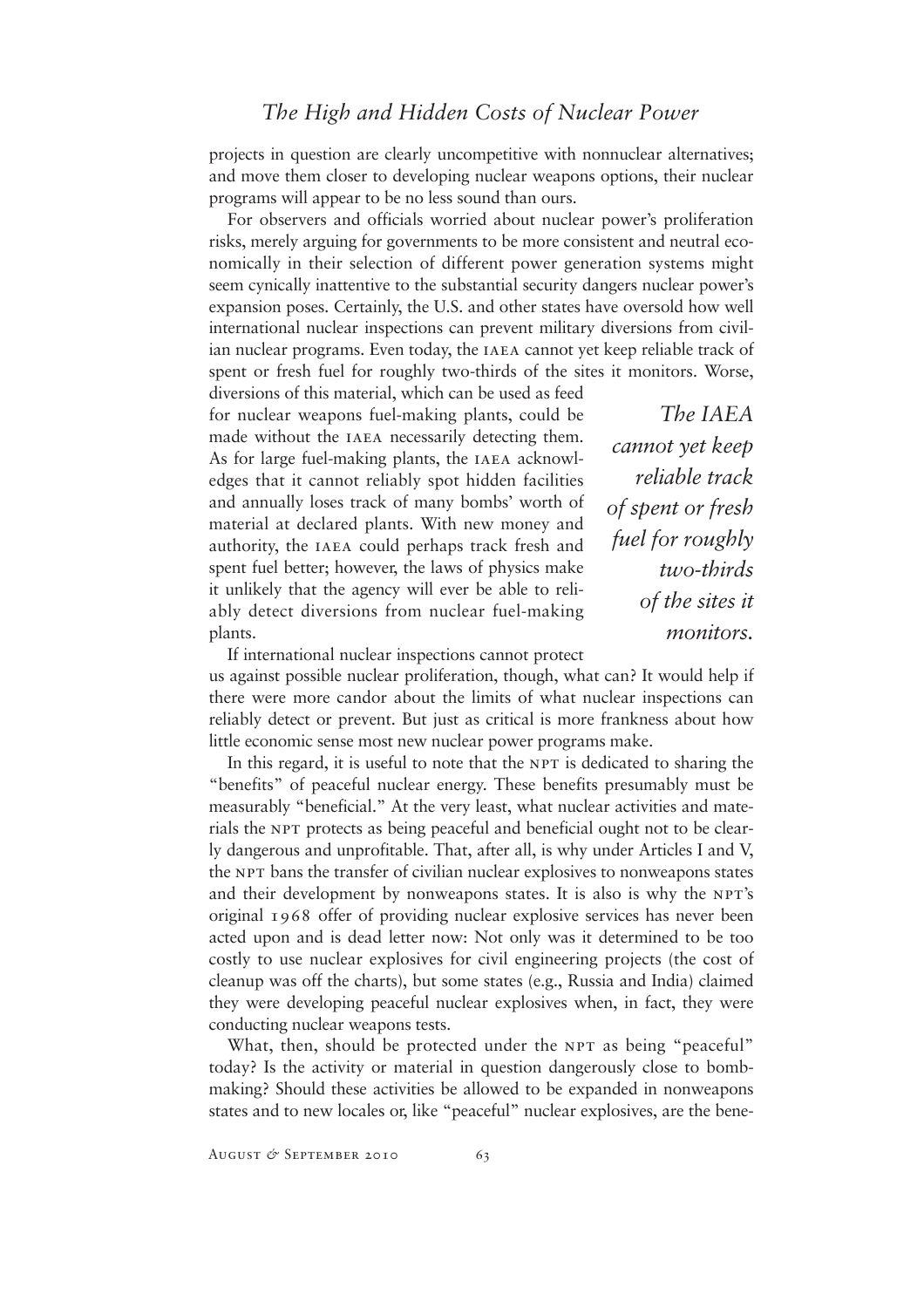projects in question are clearly uncompetitive with nonnuclear alternatives; and move them closer to developing nuclear weapons options, their nuclear programs will appear to be no less sound than ours.

For observers and officials worried about nuclear power's proliferation risks, merely arguing for governments to be more consistent and neutral economically in their selection of different power generation systems might seem cynically inattentive to the substantial security dangers nuclear power's expansion poses. Certainly, the U.S. and other states have oversold how well international nuclear inspections can prevent military diversions from civilian nuclear programs. Even today, the IAEA cannot yet keep reliable track of spent or fresh fuel for roughly two-thirds of the sites it monitors. Worse, diversions of this material, which can be used as feed for nuclear weapons fuel-making plants, could be made without the IAEA necessarily detecting them. As for large fuel-making plants, the IAEA acknowledges that it cannot reliably spot hidden facilities and annually loses track of many bombs' worth of material at declared plants. With new money and authority, the IAEA could perhaps track fresh and spent fuel better; however, the laws of physics make it unlikely that the agency will ever be able to reliably detect diversions from nuclear fuel-making plants.

> *The IAEA cannot yet keep reliable track of spent or fresh fuel for roughly two-thirds of the sites it monitors.*

If international nuclear inspections cannot protect us against possible nuclear proliferation, though, what can? It would help if there were more candor about the limits of what nuclear inspections can reliably detect or prevent. But just as critical is more frankness about how little economic sense most new nuclear power programs make.

In this regard, it is useful to note that the NPT is dedicated to sharing the "benefits" of peaceful nuclear energy. These benefits presumably must be measurably "beneficial." At the very least, what nuclear activities and materials the NPT protects as being peaceful and beneficial ought not to be clearly dangerous and unprofitable. That, after all, is why under Articles I and V, the NPT bans the transfer of civilian nuclear explosives to nonweapons states and their development by nonweapons states. It is also is why the NPT's original 1968 offer of providing nuclear explosive services has never been acted upon and is dead letter now: Not only was it determined to be too costly to use nuclear explosives for civil engineering projects (the cost of cleanup was off the charts), but some states (e.g., Russia and India) claimed they were developing peaceful nuclear explosives when, in fact, they were conducting nuclear weapons tests.

What, then, should be protected under the NPT as being "peaceful" today? Is the activity or material in question dangerously close to bomb-making? Should these activities be allowed to be expanded in nonweapons states and to new locales or, like "peaceful" nuclear explosives, are the bene-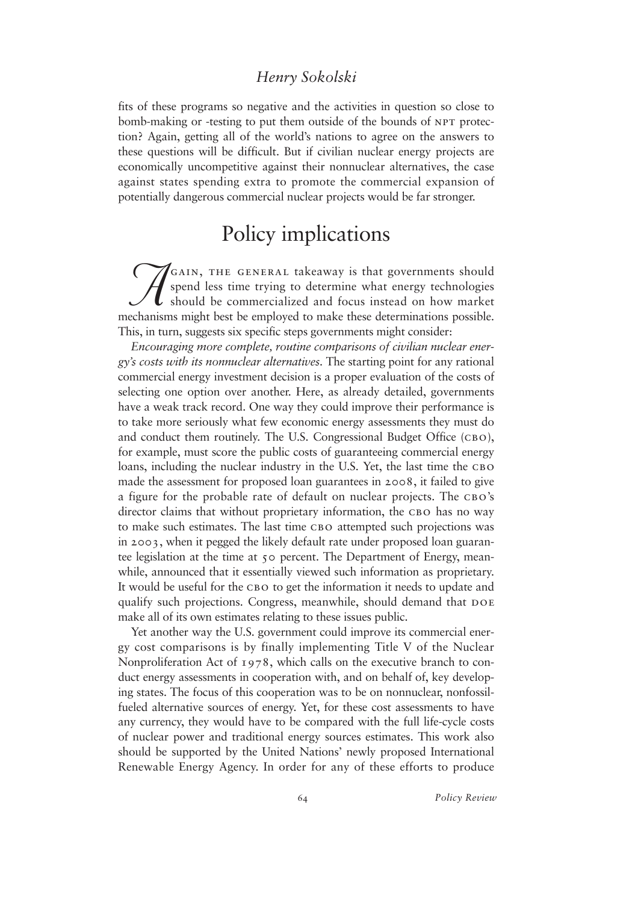fits of these programs so negative and the activities in question so close to bomb-making or -testing to put them outside of the bounds of NPT protection? Again, getting all of the world's nations to agree on the answers to these questions will be difficult. But if civilian nuclear energy projects are economically uncompetitive against their nonnuclear alternatives, the case against states spending extra to promote the commercial expansion of potentially dangerous commercial nuclear projects would be far stronger.

## Policy implications

Again, the general takeaway is that governments should spend less time trying to determine what energy technologies should be commercialized and focus instead on how market mechanisms might best be employed to make these determinations possible. This, in turn, suggests six specific steps governments might consider:

*Encouraging more complete, routine comparisons of civilian nuclear energy's costs with its nonnuclear alternatives.* The starting point for any rational commercial energy investment decision is a proper evaluation of the costs of selecting one option over another. Here, as already detailed, governments have a weak track record. One way they could improve their performance is to take more seriously what few economic energy assessments they must do and conduct them routinely. The U.S. Congressional Budget Office (CBO), for example, must score the public costs of guaranteeing commercial energy loans, including the nuclear industry in the U.S. Yet, the last time the CBO made the assessment for proposed loan guarantees in 2008, it failed to give a figure for the probable rate of default on nuclear projects. The CBO's director claims that without proprietary information, the CBO has no way to make such estimates. The last time CBO attempted such projections was in 2003, when it pegged the likely default rate under proposed loan guarantee legislation at the time at 50 percent. The Department of Energy, meanwhile, announced that it essentially viewed such information as proprietary. It would be useful for the CBO to get the information it needs to update and qualify such projections. Congress, meanwhile, should demand that DOE make all of its own estimates relating to these issues public.

Yet another way the U.S. government could improve its commercial energy cost comparisons is by finally implementing Title V of the Nuclear Nonproliferation Act of 1978, which calls on the executive branch to conduct energy assessments in cooperation with, and on behalf of, key developing states. The focus of this cooperation was to be on nonnuclear, nonfossil-fueled alternative sources of energy. Yet, for these cost assessments to have any currency, they would have to be compared with the full life-cycle costs of nuclear power and traditional energy sources estimates. This work also should be supported by the United Nations' newly proposed International Renewable Energy Agency. In order for any of these efforts to produce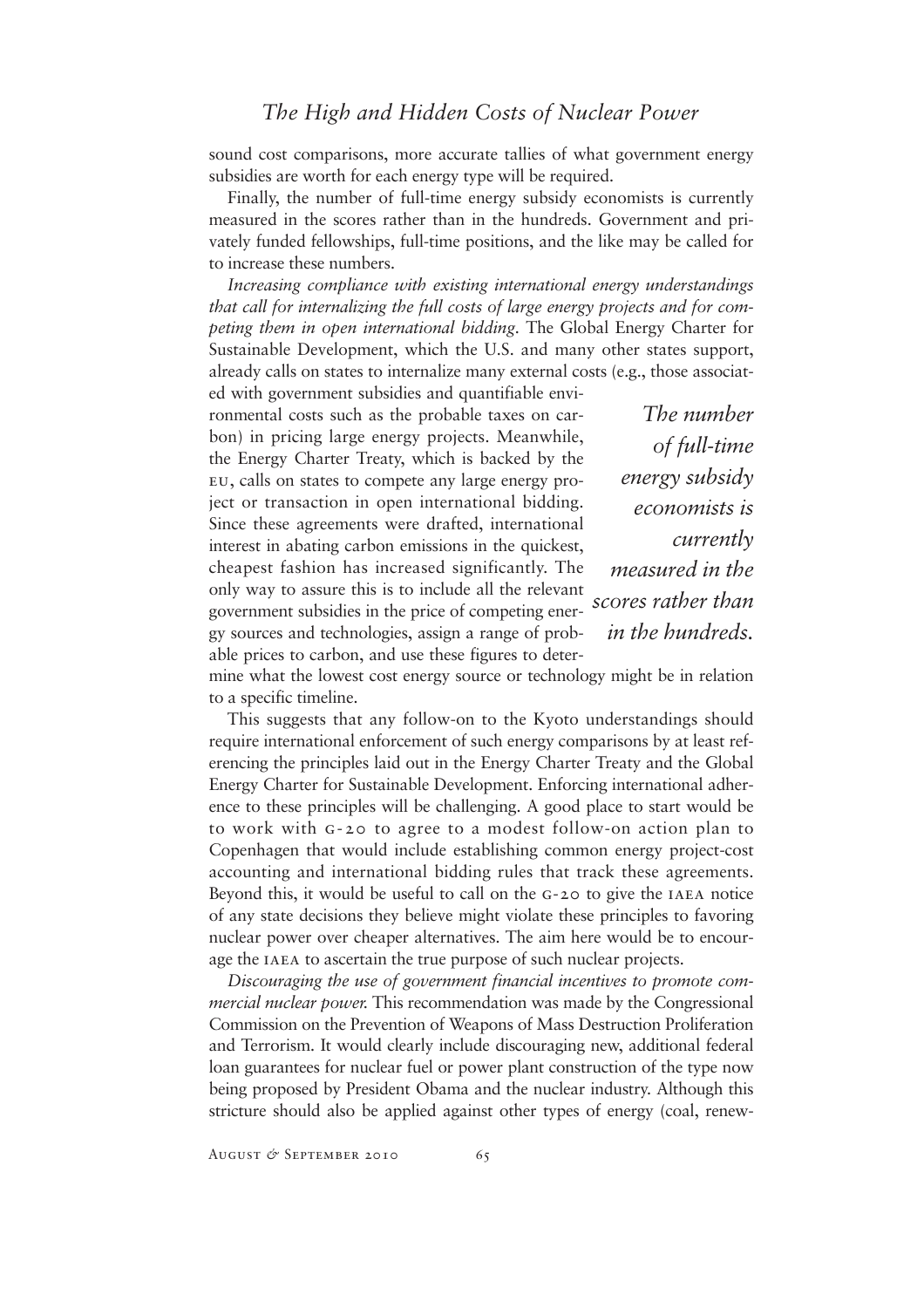sound cost comparisons, more accurate tallies of what government energy subsidies are worth for each energy type will be required.

Finally, the number of full-time energy subsidy economists is currently measured in the scores rather than in the hundreds. Government and privately funded fellowships, full-time positions, and the like may be called for to increase these numbers.

*Increasing compliance with existing international energy understandings that call for internalizing the full costs of large energy projects and for competing them in open international bidding.* The Global Energy Charter for Sustainable Development, which the U.S. and many other states support, already calls on states to internalize many external costs (e.g., those associated with government subsidies and quantifiable environmental costs such as the probable taxes on carbon) in pricing large energy projects. Meanwhile, the Energy Charter Treaty, which is backed by the EU, calls on states to compete any large energy project or transaction in open international bidding. Since these agreements were drafted, international interest in abating carbon emissions in the quickest, cheapest fashion has increased significantly. The only way to assure this is to include all the relevant government subsidies in the price of competing energy sources and technologies, assign a range of probable prices to carbon, and use these figures to determine what the lowest cost energy source or technology might be in relation to a specific timeline.

> *The number of full-time energy subsidy economists is currently measured in the scores rather than in the hundreds.*

This suggests that any follow-on to the Kyoto understandings should require international enforcement of such energy comparisons by at least referencing the principles laid out in the Energy Charter Treaty and the Global Energy Charter for Sustainable Development. Enforcing international adherence to these principles will be challenging. A good place to start would be to work with G-20 to agree to a modest follow-on action plan to Copenhagen that would include establishing common energy project-cost accounting and international bidding rules that track these agreements. Beyond this, it would be useful to call on the G-20 to give the IAEA notice of any state decisions they believe might violate these principles to favoring nuclear power over cheaper alternatives. The aim here would be to encourage the IAEA to ascertain the true purpose of such nuclear projects.

*Discouraging the use of government financial incentives to promote commercial nuclear power.* This recommendation was made by the Congressional Commission on the Prevention of Weapons of Mass Destruction Proliferation and Terrorism. It would clearly include discouraging new, additional federal loan guarantees for nuclear fuel or power plant construction of the type now being proposed by President Obama and the nuclear industry. Although this stricture should also be applied against other types of energy (coal, renew-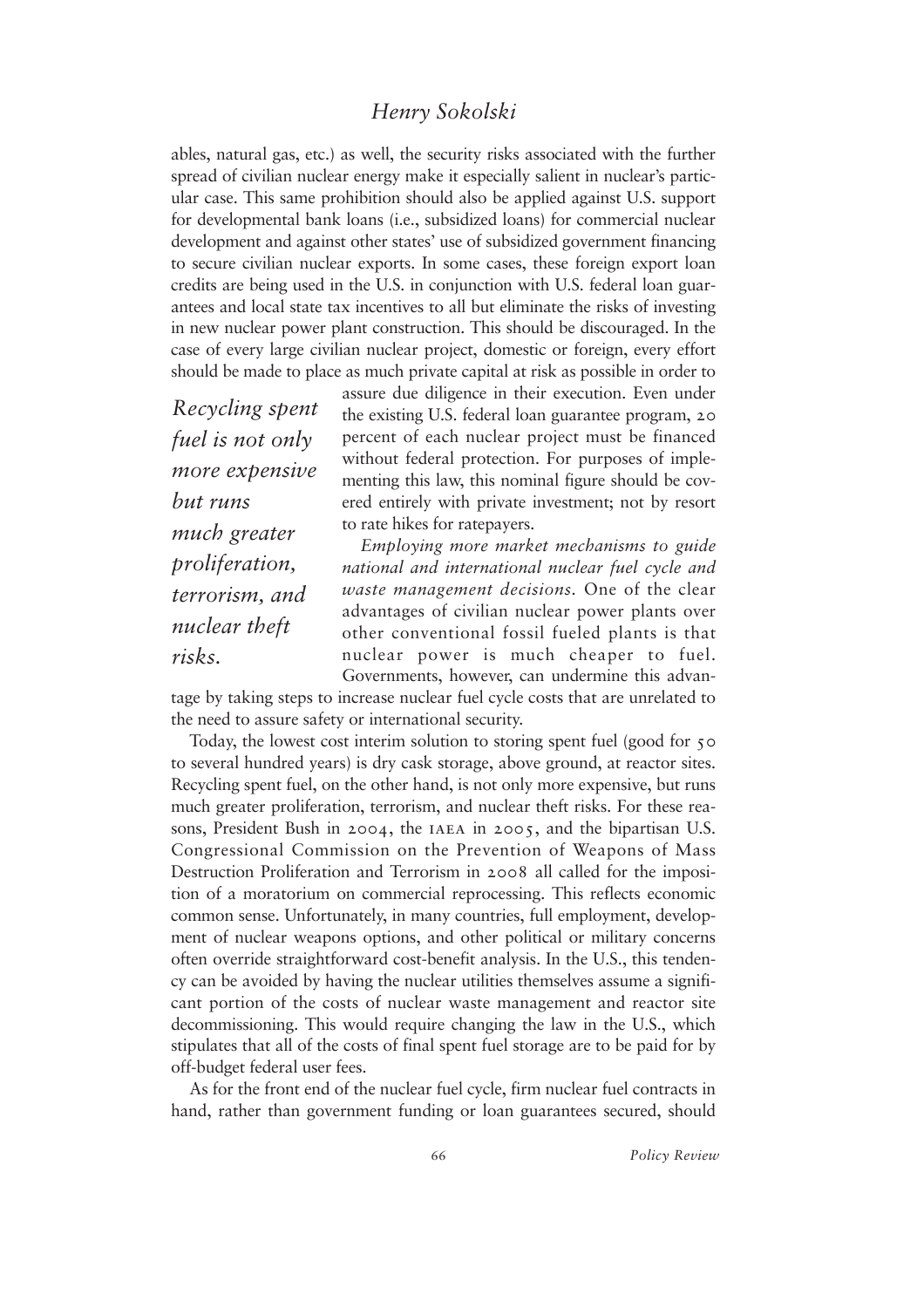ables, natural gas, etc.) as well, the security risks associated with the further spread of civilian nuclear energy make it especially salient in nuclear's particular case. This same prohibition should also be applied against U.S. support for developmental bank loans (i.e., subsidized loans) for commercial nuclear development and against other states' use of subsidized government financing to secure civilian nuclear exports. In some cases, these foreign export loan credits are being used in the U.S. in conjunction with U.S. federal loan guarantees and local state tax incentives to all but eliminate the risks of investing in new nuclear power plant construction. This should be discouraged. In the case of every large civilian nuclear project, domestic or foreign, every effort should be made to place as much private capital at risk as possible in order to assure due diligence in their execution. Even under the existing U.S. federal loan guarantee program, 20 percent of each nuclear project must be financed without federal protection. For purposes of implementing this law, this nominal figure should be covered entirely with private investment; not by resort to rate hikes for ratepayers.

*Recycling spent fuel is not only more expensive but runs much greater proliferation, terrorism, and nuclear theft risks.*

*Employing more market mechanisms to guide national and international nuclear fuel cycle and waste management decisions.* One of the clear advantages of civilian nuclear power plants over other conventional fossil fueled plants is that nuclear power is much cheaper to fuel. Governments, however, can undermine this advantage by taking steps to increase nuclear fuel cycle costs that are unrelated to the need to assure safety or international security.

Today, the lowest cost interim solution to storing spent fuel (good for 50 to several hundred years) is dry cask storage, above ground, at reactor sites. Recycling spent fuel, on the other hand, is not only more expensive, but runs much greater proliferation, terrorism, and nuclear theft risks. For these reasons, President Bush in 2004, the IAEA in 2005, and the bipartisan U.S. Congressional Commission on the Prevention of Weapons of Mass Destruction Proliferation and Terrorism in 2008 all called for the imposition of a moratorium on commercial reprocessing. This reflects economic common sense. Unfortunately, in many countries, full employment, development of nuclear weapons options, and other political or military concerns often override straightforward cost-benefit analysis. In the U.S., this tendency can be avoided by having the nuclear utilities themselves assume a significant portion of the costs of nuclear waste management and reactor site decommissioning. This would require changing the law in the U.S., which stipulates that all of the costs of final spent fuel storage are to be paid for by off-budget federal user fees.

As for the front end of the nuclear fuel cycle, firm nuclear fuel contracts in hand, rather than government funding or loan guarantees secured, should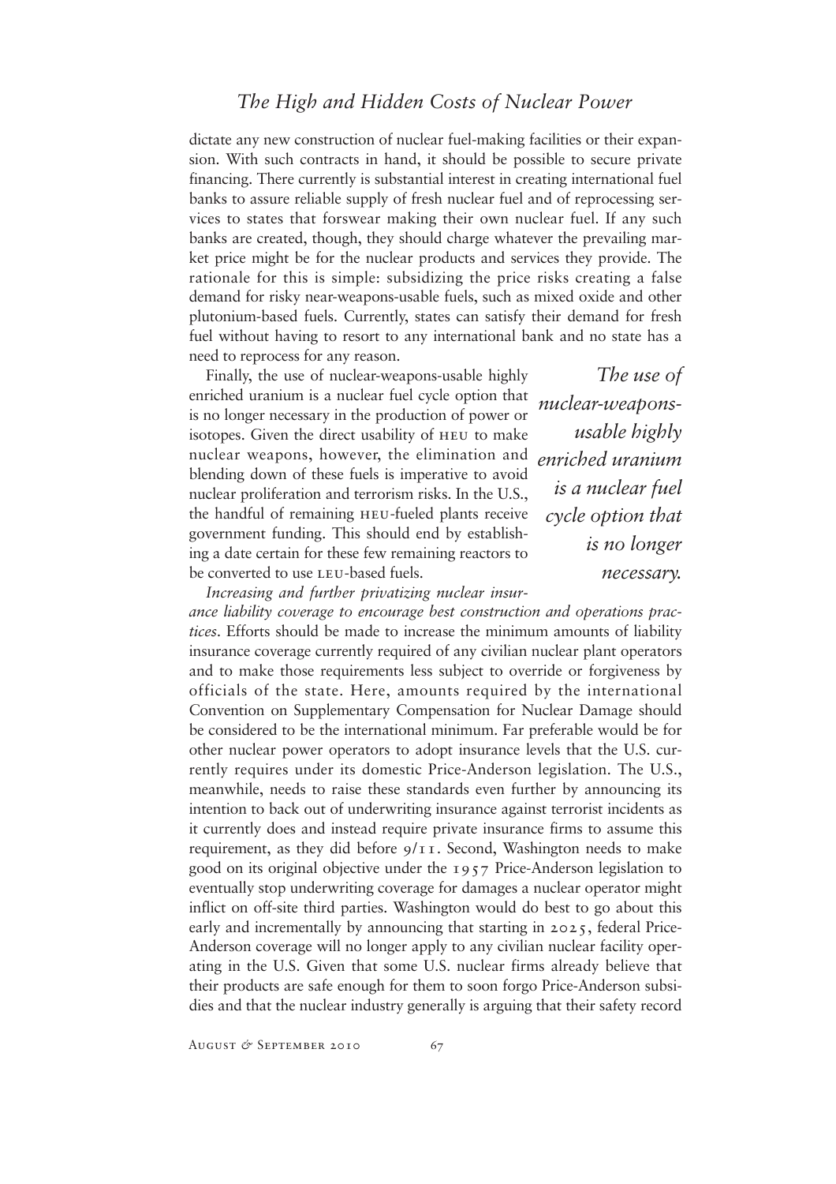dictate any new construction of nuclear fuel-making facilities or their expansion. With such contracts in hand, it should be possible to secure private financing. There currently is substantial interest in creating international fuel banks to assure reliable supply of fresh nuclear fuel and of reprocessing services to states that forswear making their own nuclear fuel. If any such banks are created, though, they should charge whatever the prevailing market price might be for the nuclear products and services they provide. The rationale for this is simple: subsidizing the price risks creating a false demand for risky near-weapons-usable fuels, such as mixed oxide and other plutonium-based fuels. Currently, states can satisfy their demand for fresh fuel without having to resort to any international bank and no state has a need to reprocess for any reason.

Finally, the use of nuclear-weapons-usable highly enriched uranium is a nuclear fuel cycle option that is no longer necessary in the production of power or isotopes. Given the direct usability of HEU to make nuclear weapons, however, the elimination and blending down of these fuels is imperative to avoid nuclear proliferation and terrorism risks. In the U.S., the handful of remaining HEU-fueled plants receive government funding. This should end by establishing a date certain for these few remaining reactors to be converted to use LEU-based fuels.

*The use of nuclear-weapons-usable highly enriched uranium is a nuclear fuel cycle option that is no longer necessary.*

*Increasing and further privatizing nuclear insurance liability coverage to encourage best construction and operations practices*. Efforts should be made to increase the minimum amounts of liability insurance coverage currently required of any civilian nuclear plant operators and to make those requirements less subject to override or forgiveness by officials of the state. Here, amounts required by the international Convention on Supplementary Compensation for Nuclear Damage should be considered to be the international minimum. Far preferable would be for other nuclear power operators to adopt insurance levels that the U.S. currently requires under its domestic Price-Anderson legislation. The U.S., meanwhile, needs to raise these standards even further by announcing its intention to back out of underwriting insurance against terrorist incidents as it currently does and instead require private insurance firms to assume this requirement, as they did before 9/11. Second, Washington needs to make good on its original objective under the 1957 Price-Anderson legislation to eventually stop underwriting coverage for damages a nuclear operator might inflict on off-site third parties. Washington would do best to go about this early and incrementally by announcing that starting in 2025, federal Price-Anderson coverage will no longer apply to any civilian nuclear facility operating in the U.S. Given that some U.S. nuclear firms already believe that their products are safe enough for them to soon forgo Price-Anderson subsidies and that the nuclear industry generally is arguing that their safety record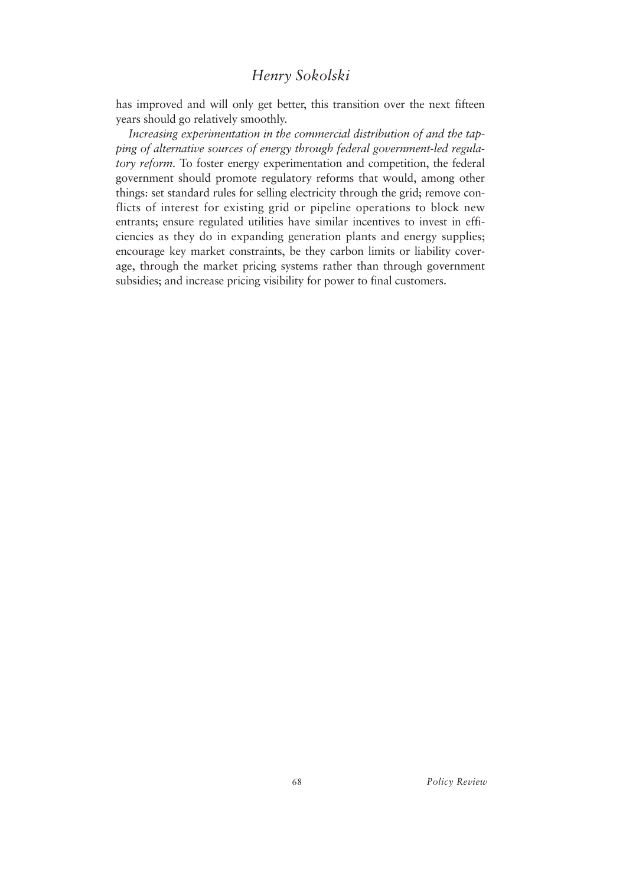has improved and will only get better, this transition over the next fifteen years should go relatively smoothly.

*Increasing experimentation in the commercial distribution of and the tapping of alternative sources of energy through federal government-led regulatory reform.* To foster energy experimentation and competition, the federal government should promote regulatory reforms that would, among other things: set standard rules for selling electricity through the grid; remove conflicts of interest for existing grid or pipeline operations to block new entrants; ensure regulated utilities have similar incentives to invest in efficiencies as they do in expanding generation plants and energy supplies; encourage key market constraints, be they carbon limits or liability coverage, through the market pricing systems rather than through government subsidies; and increase pricing visibility for power to final customers.